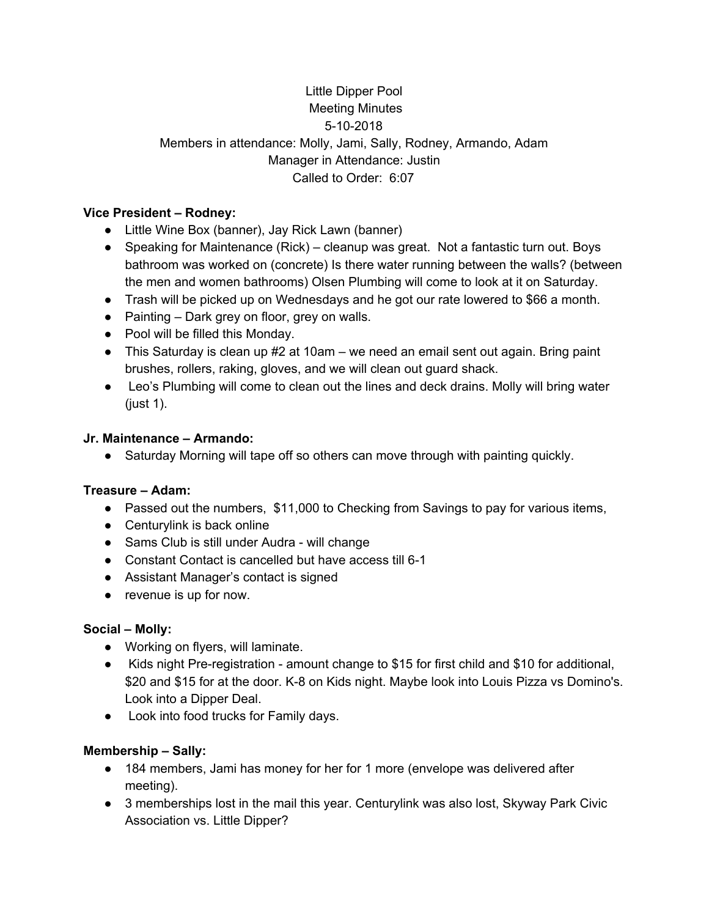Little Dipper Pool
Meeting Minutes
5-10-2018
Members in attendance: Molly, Jami, Sally, Rodney, Armando, Adam
Manager in Attendance: Justin
Called to Order: 6:07

**Vice President – Rodney:**

- Little Wine Box (banner), Jay Rick Lawn (banner)
- Speaking for Maintenance (Rick) – cleanup was great. Not a fantastic turn out. Boys bathroom was worked on (concrete) Is there water running between the walls? (between the men and women bathrooms) Olsen Plumbing will come to look at it on Saturday.
- Trash will be picked up on Wednesdays and he got our rate lowered to $66 a month.
- Painting – Dark grey on floor, grey on walls.
- Pool will be filled this Monday.
- This Saturday is clean up #2 at 10am – we need an email sent out again. Bring paint brushes, rollers, raking, gloves, and we will clean out guard shack.
- Leo's Plumbing will come to clean out the lines and deck drains. Molly will bring water (just 1).

**Jr. Maintenance – Armando:**

- Saturday Morning will tape off so others can move through with painting quickly.

**Treasure – Adam:**

- Passed out the numbers, $11,000 to Checking from Savings to pay for various items,
- Centurylink is back online
- Sams Club is still under Audra - will change
- Constant Contact is cancelled but have access till 6-1
- Assistant Manager's contact is signed
- revenue is up for now.

**Social – Molly:**

- Working on flyers, will laminate.
- Kids night Pre-registration - amount change to $15 for first child and $10 for additional, $20 and $15 for at the door. K-8 on Kids night. Maybe look into Louis Pizza vs Domino's. Look into a Dipper Deal.
- Look into food trucks for Family days.

**Membership – Sally:**

- 184 members, Jami has money for her for 1 more (envelope was delivered after meeting).
- 3 memberships lost in the mail this year. Centurylink was also lost, Skyway Park Civic Association vs. Little Dipper?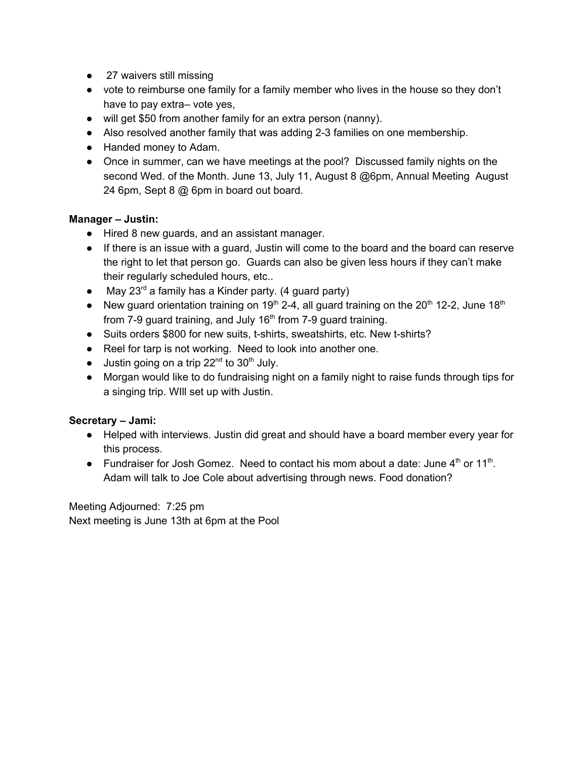- 27 waivers still missing
- vote to reimburse one family for a family member who lives in the house so they don't have to pay extra– vote yes,
- will get $50 from another family for an extra person (nanny).
- Also resolved another family that was adding 2-3 families on one membership.
- Handed money to Adam.
- Once in summer, can we have meetings at the pool? Discussed family nights on the second Wed. of the Month. June 13, July 11, August 8 @6pm, Annual Meeting August 24 6pm, Sept 8 @ 6pm in board out board.

**Manager – Justin:**

- Hired 8 new guards, and an assistant manager.
- If there is an issue with a guard, Justin will come to the board and the board can reserve the right to let that person go. Guards can also be given less hours if they can't make their regularly scheduled hours, etc..
- May 23rd a family has a Kinder party. (4 guard party)
- New guard orientation training on 19th 2-4, all guard training on the 20th 12-2, June 18th from 7-9 guard training, and July 16th from 7-9 guard training.
- Suits orders $800 for new suits, t-shirts, sweatshirts, etc. New t-shirts?
- Reel for tarp is not working. Need to look into another one.
- Justin going on a trip 22nd to 30th July.
- Morgan would like to do fundraising night on a family night to raise funds through tips for a singing trip. WIll set up with Justin.

**Secretary – Jami:**

- Helped with interviews. Justin did great and should have a board member every year for this process.
- Fundraiser for Josh Gomez. Need to contact his mom about a date: June 4th or 11th. Adam will talk to Joe Cole about advertising through news. Food donation?

Meeting Adjourned: 7:25 pm
Next meeting is June 13th at 6pm at the Pool